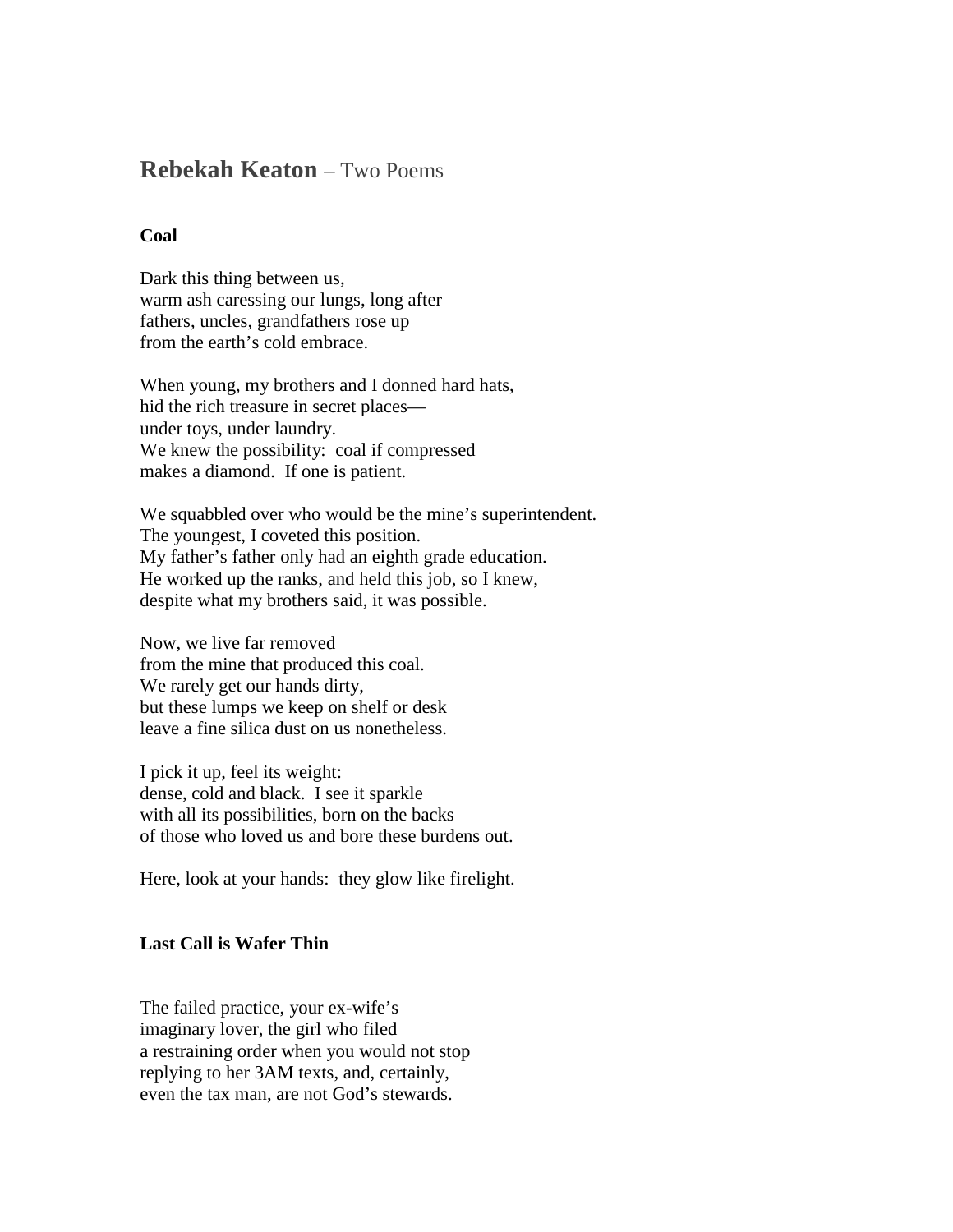# **Rebekah Keaton** – Two Poems

### Coal

Dark this thing between us,  
warm ash caressing our lungs, long after  
fathers, uncles, grandfathers rose up  
from the earth's cold embrace.

When young, my brothers and I donned hard hats,  
hid the rich treasure in secret places—  
under toys, under laundry.  
We knew the possibility: coal if compressed  
makes a diamond. If one is patient.

We squabbled over who would be the mine's superintendent.  
The youngest, I coveted this position.  
My father's father only had an eighth grade education.  
He worked up the ranks, and held this job, so I knew,  
despite what my brothers said, it was possible.

Now, we live far removed  
from the mine that produced this coal.  
We rarely get our hands dirty,  
but these lumps we keep on shelf or desk  
leave a fine silica dust on us nonetheless.

I pick it up, feel its weight:  
dense, cold and black. I see it sparkle  
with all its possibilities, born on the backs  
of those who loved us and bore these burdens out.

Here, look at your hands: they glow like firelight.

### Last Call is Wafer Thin

The failed practice, your ex-wife's  
imaginary lover, the girl who filed  
a restraining order when you would not stop  
replying to her 3AM texts, and, certainly,  
even the tax man, are not God's stewards.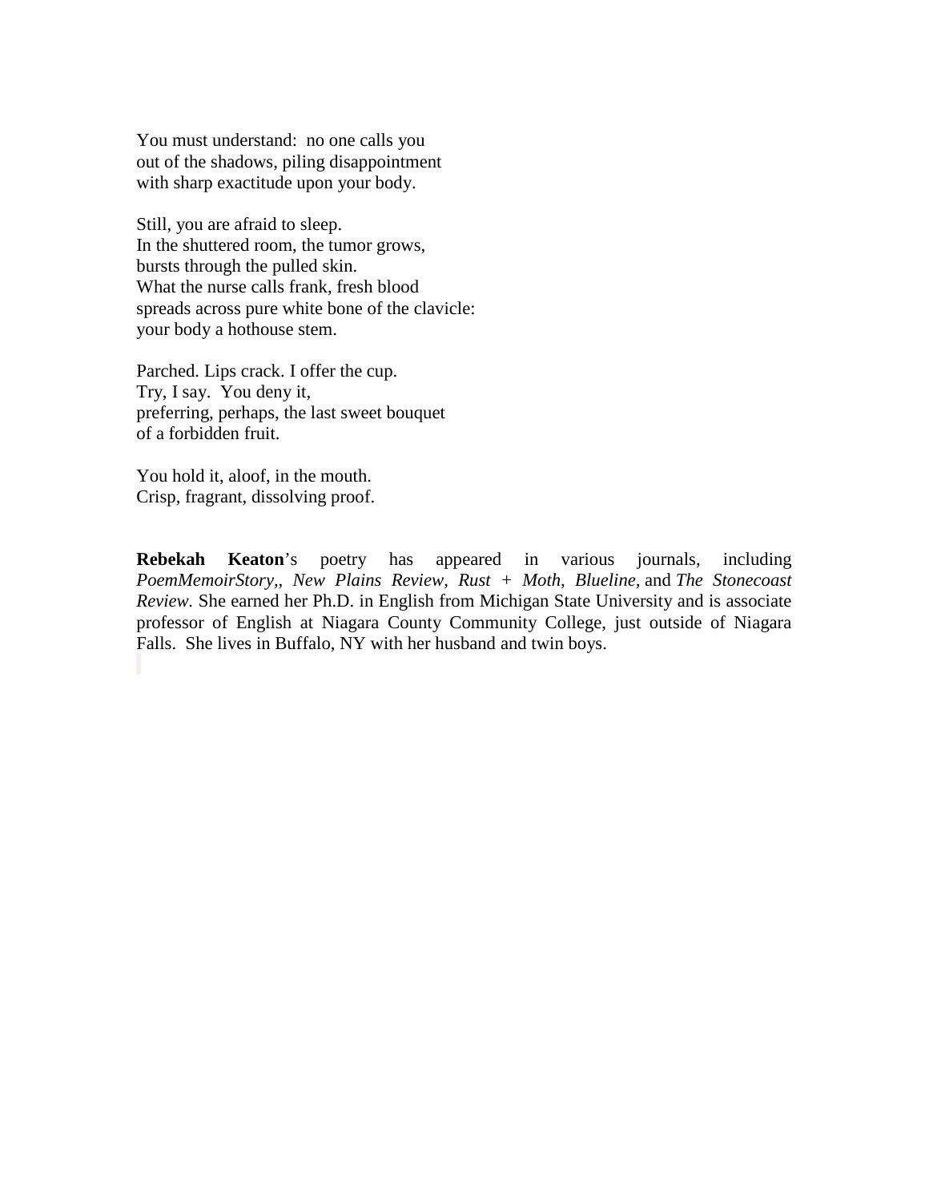You must understand: no one calls you
out of the shadows, piling disappointment
with sharp exactitude upon your body.

Still, you are afraid to sleep.
In the shuttered room, the tumor grows,
bursts through the pulled skin.
What the nurse calls frank, fresh blood
spreads across pure white bone of the clavicle:
your body a hothouse stem.

Parched. Lips crack. I offer the cup.
Try, I say. You deny it,
preferring, perhaps, the last sweet bouquet
of a forbidden fruit.

You hold it, aloof, in the mouth.
Crisp, fragrant, dissolving proof.

**Rebekah Keaton**'s poetry has appeared in various journals, including *PoemMemoirStory,, New Plains Review, Rust + Moth, Blueline,* and *The Stonecoast Review.* She earned her Ph.D. in English from Michigan State University and is associate professor of English at Niagara County Community College, just outside of Niagara Falls. She lives in Buffalo, NY with her husband and twin boys.